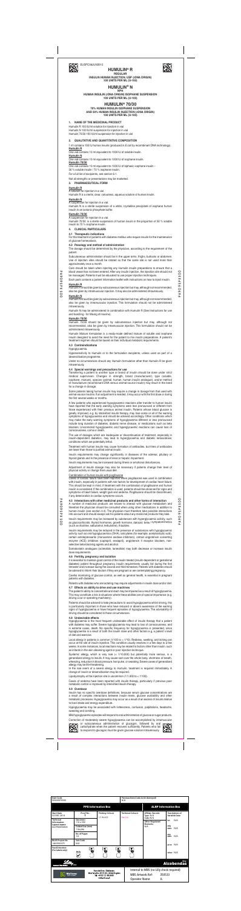PA909SPXS00

**PA909SPXS00** 

 $\alpha$ 

PA909SPXS00

PA909SPXS0C

nously



# **HUMULIN® R REGULAR**



# **INSULIN HUMAN INJECTION, USP (rDNA ORIGIN) 100 UNITS PER ML (U-100)**

# **HUMULIN® N**

**NPH HUMAN INSULIN (rDNA ORIGIN) ISOPHANE SUSPENSION 100 UNITS PER ML (U-100)**

## **HUMULIN® 70/30**

## **70% HUMAN INSULIN ISOPHANE SUSPENSION AND 30% HUMAN INSULIN INJECTION (rDNA ORIGIN) 100 UNITS PER ML (U-100)**

## **1. NAME OF THE MEDICINAL PRODUCT**

Humulin R 100 IU/ml solution for injection in vial Humulin N 100 IU/ml suspension for injection in vial Humulin 70/30 100 IU/ml suspension for injection in vial

#### **2. QUALITATIVE AND QUANTITATIVE COMPOSITION**

1 ml contains 100 IU human insulin (produced in *E.coli* by recombinant DNA technology). **Humulin R**

One vial contains 10 ml equivalent to 1000 IU of soluble insulin.

**Humulin N** One vial contains 10 ml equivalent to 1000 IU of isophane insulin.

For the treatment of patients with diabetes mellitus who require insulin for the maintenance of glucose homeost

**Humulin 70/30**

One vial contains 10 ml equivalent to 1000 IU of biphasic isophane insulin – 30 % soluble insulin / 70 % isophane insulin.

For a full list of excipients, see section 6.1.

Not all strengths or presentations may be marketed.

## **3. PHARMACEUTICAL FORM**

**Humulin R**

#### A solution for injection in a vial.

Humulin R is a sterile, clear, colourless, aqueous solution of human insulin.

## **Humulin N**

A suspension for injection in a vial.

Humulin N is a sterile suspension of a white, crystalline precipitate of isophane human insulin in an isotonic phosphate buffer.

## **Humulin 70/30**

A suspension for injection in a vial.

Humulin 70/30 is a sterile suspension of human insulin in the proportion of 30 % soluble insulin to 70 % isophane insulin.

# **4. CLINICAL PARTICULARS**

#### **4.1 Therapeutic indications**

## **4.2 Posology and method of administration**

The dosage should be determined by the physician, according to the requirement of the patient.

Transferring a patient to another type or brand of insulin should be done under strict medical supervision. Changes in strength, brand (manufacturer), type (soluble, isophane, mixture), species (animal, human, human insulin analogue), and/or method of manufacture (recombinant DNA versus animal-source insulin) may result in the need for a change in dosage.

Subcutaneous administration should be in the upper arms, thighs, buttocks or abdomen. Use of injection sites should be rotated so that the same site is not used more than approximately once a month.

Care should be taken when injecting any Humulin insulin preparations to ensure that a blood vessel has not been entered. After any insulin injection, the injection site should not be massaged. Patients must be educated to use proper injection techniques.

Each pack contains a patient information leaflet with instructions on how to inject insulin.

# **Humulin R**

Humulin R should be given by subcutaneous injection but may, although not recommended, also be given by intramuscular injection. It may also be administered intravenously.

## **Humulin N**

Humulin N should be given by subcutaneous injection but may, although not recommended, also be given by intramuscular injection. This formulation should not be administered intravenously.

Humulin N may be administered in combination with Humulin R (See Instructions for use and handling - for Mixing of Insulins).

## **Humulin 70/30**

Humulin 70/30 should be given by subcutaneous injection but may, although not recommended, also be given by intramuscular injection. This formulation should not be administered intravenously.

Humulin Mixture formulation is a ready-made defined mixture of soluble and isophane insulin designed to avoid the need for the patient to mix insulin preparations. A patient's treatment regimen should be based on their individual metabolic requirements.

# **4.3 Contraindications**

Hypoglycaemia.

Hypersensitivity to Humulin or to the formulation excipients, unless used as part of a desensitisation programme.

Under no circumstances should any Humulin formulation other than Humulin R be given

## **4.4 Special warnings and precautions for use**

Careful monitoring of glucose control, as well as general health, is essential in pregnant patients with diabetes

Some patients taking human insulin may require a change in dosage from that used with animal-source insulins. If an adjustment is needed, it may occur with the first dose or during the first several weeks or months.

A few patients who experienced hypoglycaemic reactions after transfer to human insulin have reported that the early warning symptoms were less pronounced or different from those experienced with their previous animal insulin. Patients whose blood glucose is greatly improved, e.g. by intensified insulin therapy, may lose some or all of the warning symptoms of hypoglycaemia and should be advised accordingly. Other conditions which may make the early warning symptoms of hypoglycaemia different or less pronounced include long duration of diabetes, diabetic nerve disease, or medications such as beta blockers. Uncorrected hypoglycaemic and hyperglycaemic reactions can cause loss of consciousness, coma or death.

The use of dosages which are inadequate or discontinuation of treatment, especially in insulin-dependent diabetics, may lead to hyperglycaemia and diabetic ketoacidosis; conditions which are potentially lethal.

Treatment with human insulin may cause formation of antibodies, but titres of antibodies are lower than those to purified animal insulin.

to respond to glucagon must be given glucose solution intravenously. 163.CX

| Item Code<br>PA909SPXS00                                        |                             |                                                                                                                         | Previous Item Code (to be destroyed)<br>N/A                                                                   |                                                  |                                         |  |  |
|-----------------------------------------------------------------|-----------------------------|-------------------------------------------------------------------------------------------------------------------------|---------------------------------------------------------------------------------------------------------------|--------------------------------------------------|-----------------------------------------|--|--|
|                                                                 | <b>PPD Information Box</b>  |                                                                                                                         | <b>ALRP Information Box</b>                                                                                   |                                                  |                                         |  |  |
| <b>Start Date</b><br>02 DEC 2014                                | Proof No.:                  | <b>Printing Colours</b><br>1/1 BLACK                                                                                    | <b>Technical Colours</b><br>Die Cut                                                                           | Affiliate Barcode:<br>Type: N/A<br>Code: N/A     | <b>Translations of</b><br>Variable Data |  |  |
| <b>Technical</b><br>Information:<br>Layout name<br>ALCPA0050A00 | Size (mm):<br>110 x 592     |                                                                                                                         |                                                                                                               | <b>Other Regulated</b><br><b>Elements</b><br>N/A | N/A<br>lot:                             |  |  |
|                                                                 | Folded Size (mm)<br>110x296 |                                                                                                                         |                                                                                                               |                                                  | mfq<br>N/A<br>date:                     |  |  |
|                                                                 | No. of Pages:<br>1/2        |                                                                                                                         |                                                                                                               |                                                  | exp<br>date: N/A                        |  |  |
| <b>BLUE Project No.</b><br>1400000375                           | Sick Code<br>N/A            |                                                                                                                         |                                                                                                               |                                                  | price: N/A                              |  |  |
| <b>Feed Direction:</b><br>(For labels only)                     | Þ<br>Ø.<br>N/A<br>V         | A<br>⋖<br>ь<br>o                                                                                                        | A<br>Ø,                                                                                                       |                                                  | other: N/A                              |  |  |
| Site:<br><b>Alcobendas</b><br>v5.0<br>Answers That Matter.      |                             |                                                                                                                         |                                                                                                               |                                                  |                                         |  |  |
| Matthews<br>RAND SOLUTIONS                                      |                             | Riverside Drive. Cleckheaton.<br>West Yorkshire, BD19 4DH, United Kingdom<br>Tel: +44 (0) 127 484 8000<br>www.mbs.co.uk | Internal to MBS (no Lilly check required)<br><b>MBS Artwork Ref:</b><br>350533<br><b>Operator Name:</b><br>JL |                                                  |                                         |  |  |

Insulin requirements may change significantly in diseases of the adrenal, pituitary or thyroid glands and in the presence of renal or hepatic impairment.

Insulin requirements may be increased during illness or emotional disturbances.

Adjustment of insulin dosage may also be necessary if patients change their level of physical activity or change their usual diet.

Combination of human insulin with pioglitazone

Cases of cardiac failure have been reported when pioglitazone was used in combination with insulin, especially in patients with risk factors for development of cardiac heart failure. This should be kept in mind, if treatment with the combination of pioglitazone and human insulin is considered. If the combination is used, patients should be observed for signs and symptoms of heart failure, weight gain and oedema. Pioglitazone should be discontinued, if any deterioration in cardiac symptoms occurs.

#### **4.5 Interactions with other medicinal products and other forms of interaction**

᠊ᢦ PA909SPXS00 **N909SPX300** 

A number of medicinal products are known to interact with glucose metabolism and therefore the physician should be consulted when using other medications in addition to human insulin (see section 4.4). The physician must therefore take possible interactions into account and should always ask his patients about any medicinal products they take.

Insulin requirements may be increased by substances with hyperglycaemic activity, such as glucocorticoids, thyroid hormones, growth hormone, danazol, beta $_2$ - sympatomimetics (such as ritodrine, salbutamol, terbutaline), thiazides.

Insulin requirements may be reduced in the presence of substances with hypoglycaemic activity, such as oral hypoglycaemics (OHA), salicylates (for example, acetylsalicylic acid), certain antidepressants (monoamine oxidase inhibitors), certain angiotensin converting enzyme (ACE) inhibitors (captopril, enalapril), angiotensin II receptor blockers, nonselective beta-blocking agents and alcohol.

Somatostatin analogues (octreotide, lanreotide) may both decrease or increase insulin dose requirements.

## **4.6 Fertility, pregnancy and lactation**

It is essential to maintain good control of the insulin treated (insulin-dependent or gestational diabetes) patient throughout pregnancy. Insulin requirements usually fall during the first trimester and increase during the second and third trimesters. Patients with diabetes should be advised to inform their doctors if they are pregnant or are contemplating pregnancy.

Patients with diabetes who are lactating may require adjustments in insulin dose and/or diet.

# **4.7 Effects on ability to drive and use machines**

The patient's ability to concentrate and react may be impaired as a result of hypoglycaemia. This may constitute a risk in situations where these abilities are of special importance (e.g. driving a car or operating machinery).

Patients should be advised to take precautions to avoid hypoglycaemia whilst driving, this is particularly important in those who have reduced or absent awareness of the warning signs of hypoglycaemia or have frequent episodes of hypoglycaemia. The advisability of driving should be considered in these circumstances.

## **4.8 Undesirable effects**

Hypoglycaemia is the most frequent undesirable effect of insulin therapy that a patient with diabetes may suffer. Severe hypoglycaemia may lead to loss of consciousness, and in extreme cases, death. No specific frequency for hypoglycaemia is presented, since hypoglycaemia is a result of both the insulin dose and other factors e.g. a patient`s level of diet and exercise.

Local allergy in patients is common (1/100 to < 1/10). Redness, swelling, and itching can occur at the site of insulin injection. This condition usually resolves in a few days to a few weeks. In some instances, local reactions may be related to factors other than insulin, such as irritants in the skin cleansing agent or poor injection technique.

Systemic allergy, which is very rare (< 1/10,000) but potentially more serious, is a generalised allergy to insulin. It may cause rash over the whole body, shortness of breath, wheezing, reduction in blood pressure, fast pulse, or sweating. Severe cases of generalised allergy may be life-threatening.

In the rare event of a severe allergy to Humulin, treatment is required immediately. A change of insulin or desensitisation may be required.

Lipodystrophy at the injection site is uncommon (1/1,000 to < 1/100).

Cases of oedema have been reported with insulin therapy, particularly if previous poor metabolic control is improved by intensified insulin therapy.

#### **4.9 Overdose**

Insulin has no specific overdose definitions, because serum glucose concentrations are a result of complex interactions between insulin levels, glucose availability and other metabolic processes. Hypoglycaemia may occur as a result of an excess of insulin relative to food intake and energy expenditure.

Hypoglycaemia may be associated with listlessness, confusion, palpitations, headache, sweating and vomiting.

Mild hypoglycaemic episodes will respond to oral administration of glucose or sugar products.

Correction of moderately severe hypoglycaemia can be accomplished by intramuscular **Page** or subcutaneous administration of glucagon, followed by oral